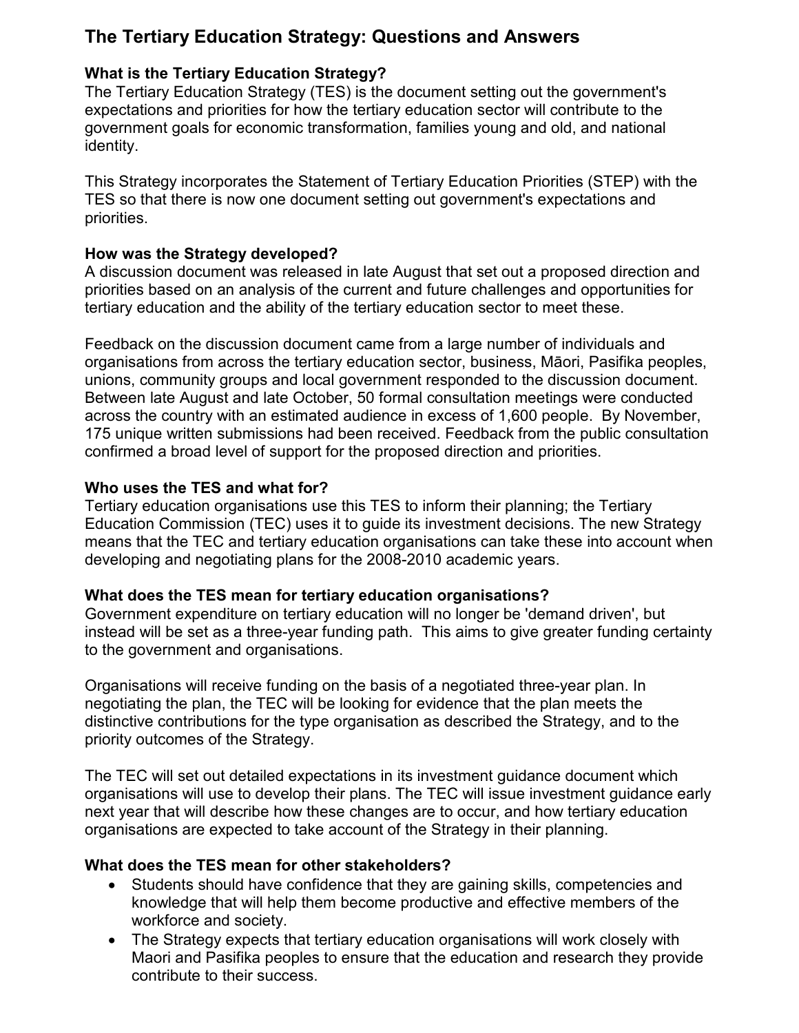# The Tertiary Education Strategy: Questions and Answers

### What is the Tertiary Education Strategy?

The Tertiary Education Strategy (TES) is the document setting out the government's expectations and priorities for how the tertiary education sector will contribute to the government goals for economic transformation, families young and old, and national identity.

This Strategy incorporates the Statement of Tertiary Education Priorities (STEP) with the TES so that there is now one document setting out government's expectations and priorities.

### How was the Strategy developed?

A discussion document was released in late August that set out a proposed direction and priorities based on an analysis of the current and future challenges and opportunities for tertiary education and the ability of the tertiary education sector to meet these.

Feedback on the discussion document came from a large number of individuals and organisations from across the tertiary education sector, business, Māori, Pasifika peoples, unions, community groups and local government responded to the discussion document. Between late August and late October, 50 formal consultation meetings were conducted across the country with an estimated audience in excess of 1,600 people. By November, 175 unique written submissions had been received. Feedback from the public consultation confirmed a broad level of support for the proposed direction and priorities.

### Who uses the TES and what for?

Tertiary education organisations use this TES to inform their planning; the Tertiary Education Commission (TEC) uses it to guide its investment decisions. The new Strategy means that the TEC and tertiary education organisations can take these into account when developing and negotiating plans for the 2008-2010 academic years.

### What does the TES mean for tertiary education organisations?

Government expenditure on tertiary education will no longer be 'demand driven', but instead will be set as a three-year funding path. This aims to give greater funding certainty to the government and organisations.

Organisations will receive funding on the basis of a negotiated three-year plan. In negotiating the plan, the TEC will be looking for evidence that the plan meets the distinctive contributions for the type organisation as described the Strategy, and to the priority outcomes of the Strategy.

The TEC will set out detailed expectations in its investment guidance document which organisations will use to develop their plans. The TEC will issue investment guidance early next year that will describe how these changes are to occur, and how tertiary education organisations are expected to take account of the Strategy in their planning.

### What does the TES mean for other stakeholders?

- Students should have confidence that they are gaining skills, competencies and knowledge that will help them become productive and effective members of the workforce and society.
- The Strategy expects that tertiary education organisations will work closely with Maori and Pasifika peoples to ensure that the education and research they provide contribute to their success.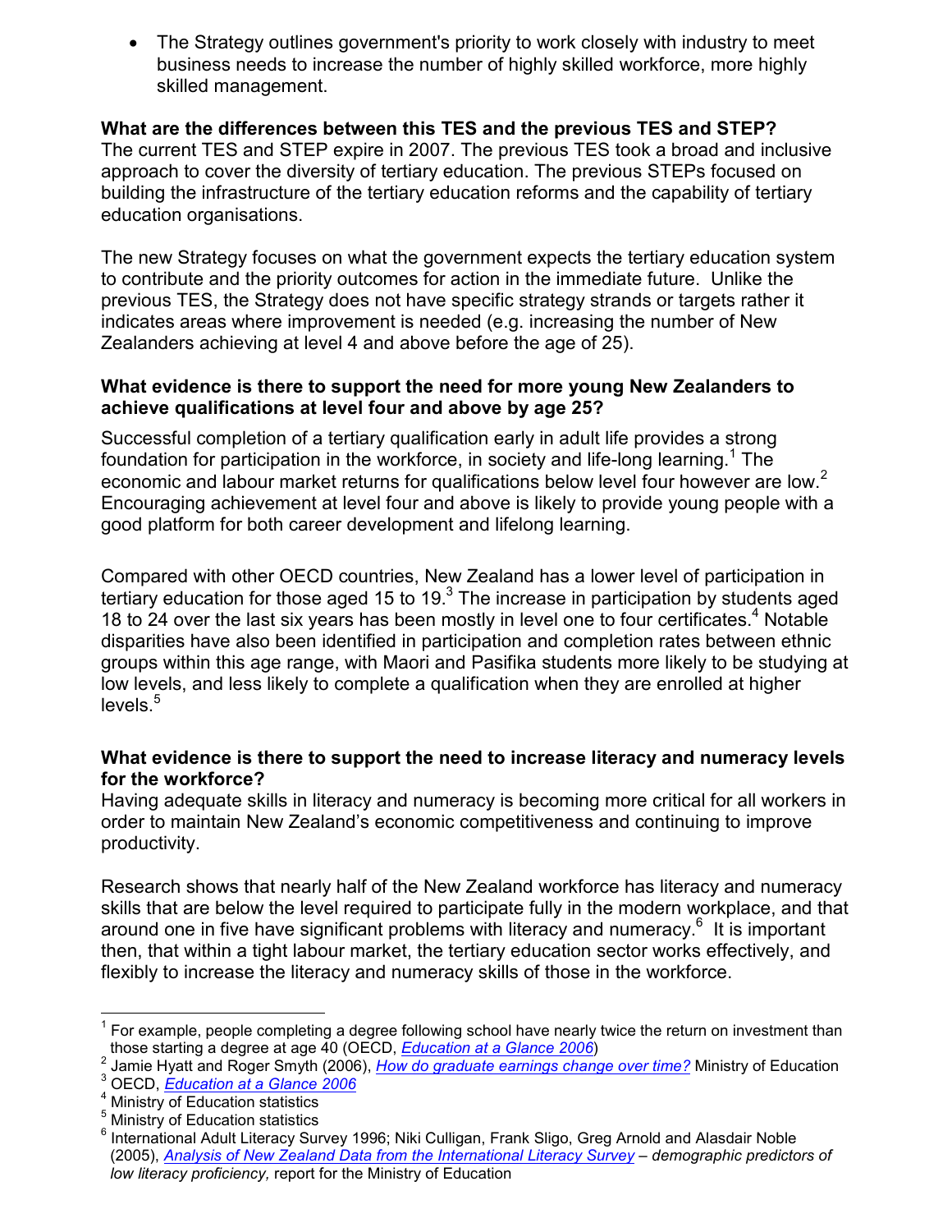- The Strategy outlines government's priority to work closely with industry to meet business needs to increase the number of highly skilled workforce, more highly skilled management.

**What are the differences between this TES and the previous TES and STEP?**
The current TES and STEP expire in 2007. The previous TES took a broad and inclusive approach to cover the diversity of tertiary education. The previous STEPs focused on building the infrastructure of the tertiary education reforms and the capability of tertiary education organisations.

The new Strategy focuses on what the government expects the tertiary education system to contribute and the priority outcomes for action in the immediate future. Unlike the previous TES, the Strategy does not have specific strategy strands or targets rather it indicates areas where improvement is needed (e.g. increasing the number of New Zealanders achieving at level 4 and above before the age of 25).

**What evidence is there to support the need for more young New Zealanders to achieve qualifications at level four and above by age 25?**

Successful completion of a tertiary qualification early in adult life provides a strong foundation for participation in the workforce, in society and life-long learning.[1] The economic and labour market returns for qualifications below level four however are low.[2] Encouraging achievement at level four and above is likely to provide young people with a good platform for both career development and lifelong learning.

Compared with other OECD countries, New Zealand has a lower level of participation in tertiary education for those aged 15 to 19.[3] The increase in participation by students aged 18 to 24 over the last six years has been mostly in level one to four certificates.[4] Notable disparities have also been identified in participation and completion rates between ethnic groups within this age range, with Maori and Pasifika students more likely to be studying at low levels, and less likely to complete a qualification when they are enrolled at higher levels.[5]

**What evidence is there to support the need to increase literacy and numeracy levels for the workforce?**
Having adequate skills in literacy and numeracy is becoming more critical for all workers in order to maintain New Zealand's economic competitiveness and continuing to improve productivity.

Research shows that nearly half of the New Zealand workforce has literacy and numeracy skills that are below the level required to participate fully in the modern workplace, and that around one in five have significant problems with literacy and numeracy.[6] It is important then, that within a tight labour market, the tertiary education sector works effectively, and flexibly to increase the literacy and numeracy skills of those in the workforce.

---

[1] For example, people completing a degree following school have nearly twice the return on investment than those starting a degree at age 40 (OECD, *Education at a Glance 2006*)
[2] Jamie Hyatt and Roger Smyth (2006), *How do graduate earnings change over time?* Ministry of Education
[3] OECD, *Education at a Glance 2006*
[4] Ministry of Education statistics
[5] Ministry of Education statistics
[6] International Adult Literacy Survey 1996; Niki Culligan, Frank Sligo, Greg Arnold and Alasdair Noble (2005), *Analysis of New Zealand Data from the International Literacy Survey – demographic predictors of low literacy proficiency,* report for the Ministry of Education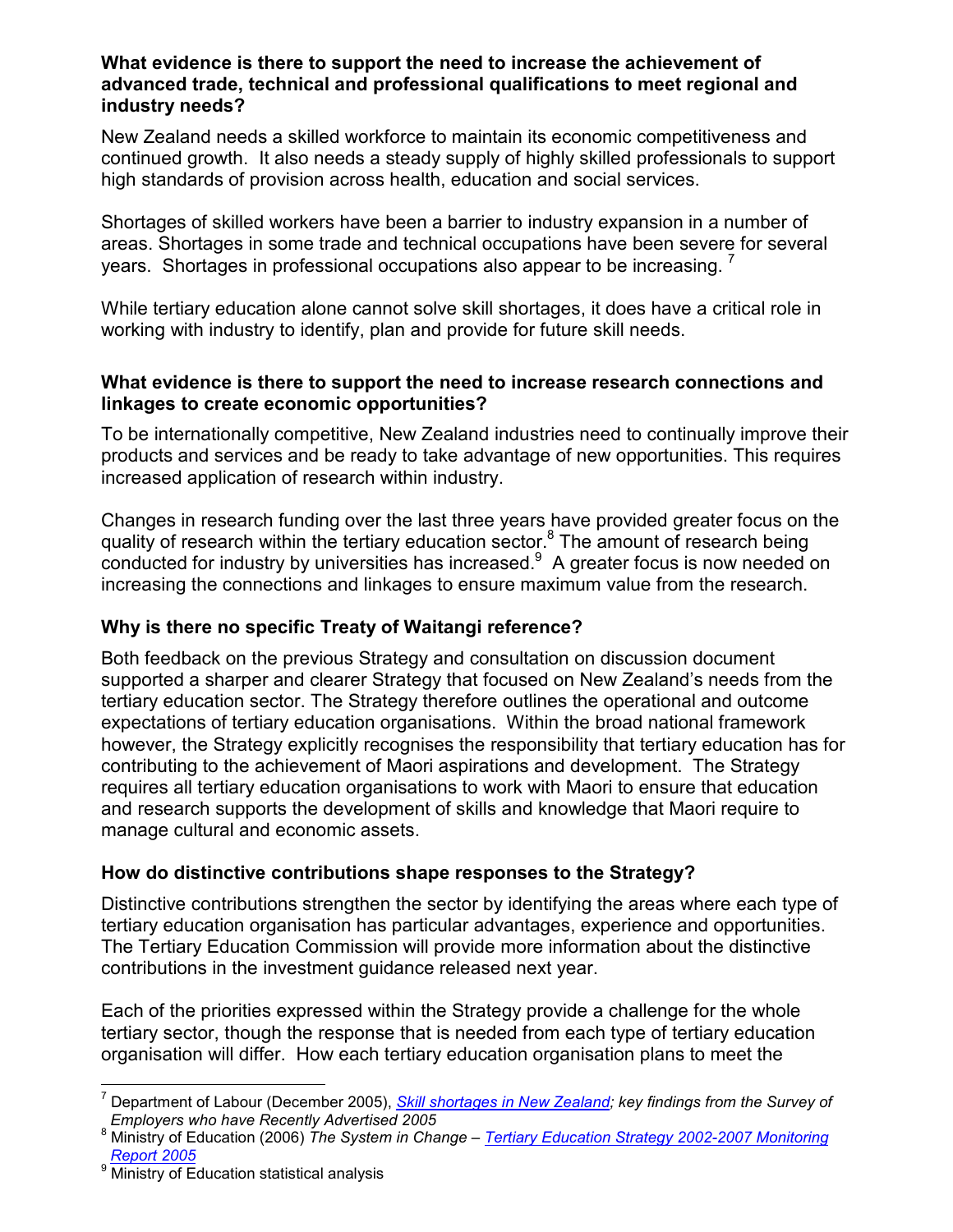**What evidence is there to support the need to increase the achievement of advanced trade, technical and professional qualifications to meet regional and industry needs?**

New Zealand needs a skilled workforce to maintain its economic competitiveness and continued growth. It also needs a steady supply of highly skilled professionals to support high standards of provision across health, education and social services.

Shortages of skilled workers have been a barrier to industry expansion in a number of areas. Shortages in some trade and technical occupations have been severe for several years. Shortages in professional occupations also appear to be increasing. [7]

While tertiary education alone cannot solve skill shortages, it does have a critical role in working with industry to identify, plan and provide for future skill needs.

**What evidence is there to support the need to increase research connections and linkages to create economic opportunities?**

To be internationally competitive, New Zealand industries need to continually improve their products and services and be ready to take advantage of new opportunities. This requires increased application of research within industry.

Changes in research funding over the last three years have provided greater focus on the quality of research within the tertiary education sector.[8] The amount of research being conducted for industry by universities has increased.[9] A greater focus is now needed on increasing the connections and linkages to ensure maximum value from the research.

## Why is there no specific Treaty of Waitangi reference?

Both feedback on the previous Strategy and consultation on discussion document supported a sharper and clearer Strategy that focused on New Zealand's needs from the tertiary education sector. The Strategy therefore outlines the operational and outcome expectations of tertiary education organisations. Within the broad national framework however, the Strategy explicitly recognises the responsibility that tertiary education has for contributing to the achievement of Maori aspirations and development. The Strategy requires all tertiary education organisations to work with Maori to ensure that education and research supports the development of skills and knowledge that Maori require to manage cultural and economic assets.

## How do distinctive contributions shape responses to the Strategy?

Distinctive contributions strengthen the sector by identifying the areas where each type of tertiary education organisation has particular advantages, experience and opportunities. The Tertiary Education Commission will provide more information about the distinctive contributions in the investment guidance released next year.

Each of the priorities expressed within the Strategy provide a challenge for the whole tertiary sector, though the response that is needed from each type of tertiary education organisation will differ. How each tertiary education organisation plans to meet the

---

[7] Department of Labour (December 2005), *Skill shortages in New Zealand; key findings from the Survey of Employers who have Recently Advertised 2005*

[8] Ministry of Education (2006) *The System in Change – Tertiary Education Strategy 2002-2007 Monitoring Report 2005*

[9] Ministry of Education statistical analysis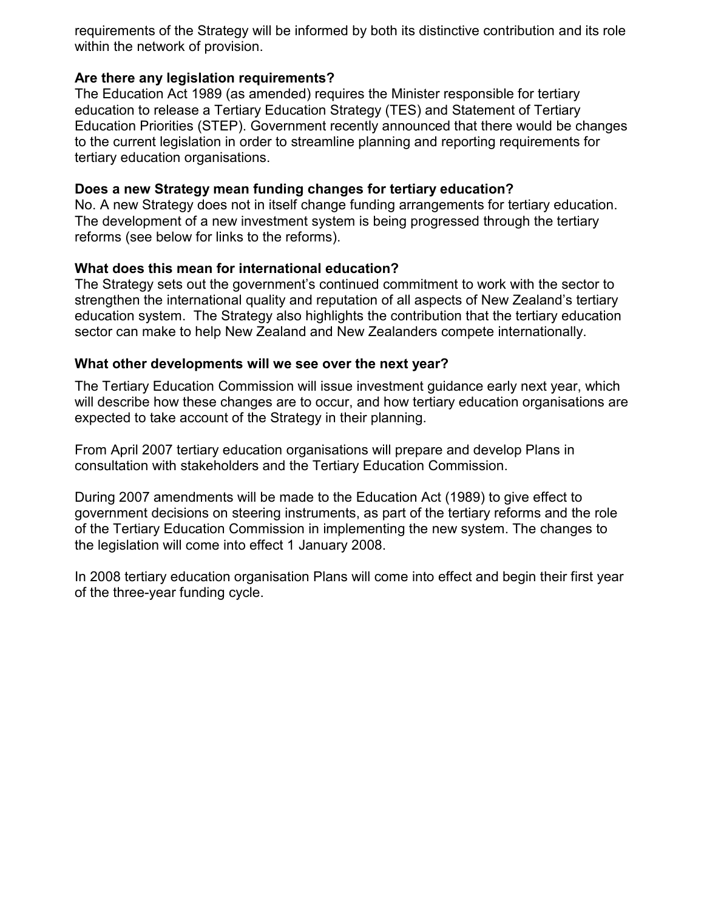requirements of the Strategy will be informed by both its distinctive contribution and its role within the network of provision.

**Are there any legislation requirements?**

The Education Act 1989 (as amended) requires the Minister responsible for tertiary education to release a Tertiary Education Strategy (TES) and Statement of Tertiary Education Priorities (STEP). Government recently announced that there would be changes to the current legislation in order to streamline planning and reporting requirements for tertiary education organisations.

**Does a new Strategy mean funding changes for tertiary education?**

No. A new Strategy does not in itself change funding arrangements for tertiary education. The development of a new investment system is being progressed through the tertiary reforms (see below for links to the reforms).

**What does this mean for international education?**

The Strategy sets out the government's continued commitment to work with the sector to strengthen the international quality and reputation of all aspects of New Zealand's tertiary education system. The Strategy also highlights the contribution that the tertiary education sector can make to help New Zealand and New Zealanders compete internationally.

**What other developments will we see over the next year?**

The Tertiary Education Commission will issue investment guidance early next year, which will describe how these changes are to occur, and how tertiary education organisations are expected to take account of the Strategy in their planning.

From April 2007 tertiary education organisations will prepare and develop Plans in consultation with stakeholders and the Tertiary Education Commission.

During 2007 amendments will be made to the Education Act (1989) to give effect to government decisions on steering instruments, as part of the tertiary reforms and the role of the Tertiary Education Commission in implementing the new system. The changes to the legislation will come into effect 1 January 2008.

In 2008 tertiary education organisation Plans will come into effect and begin their first year of the three-year funding cycle.